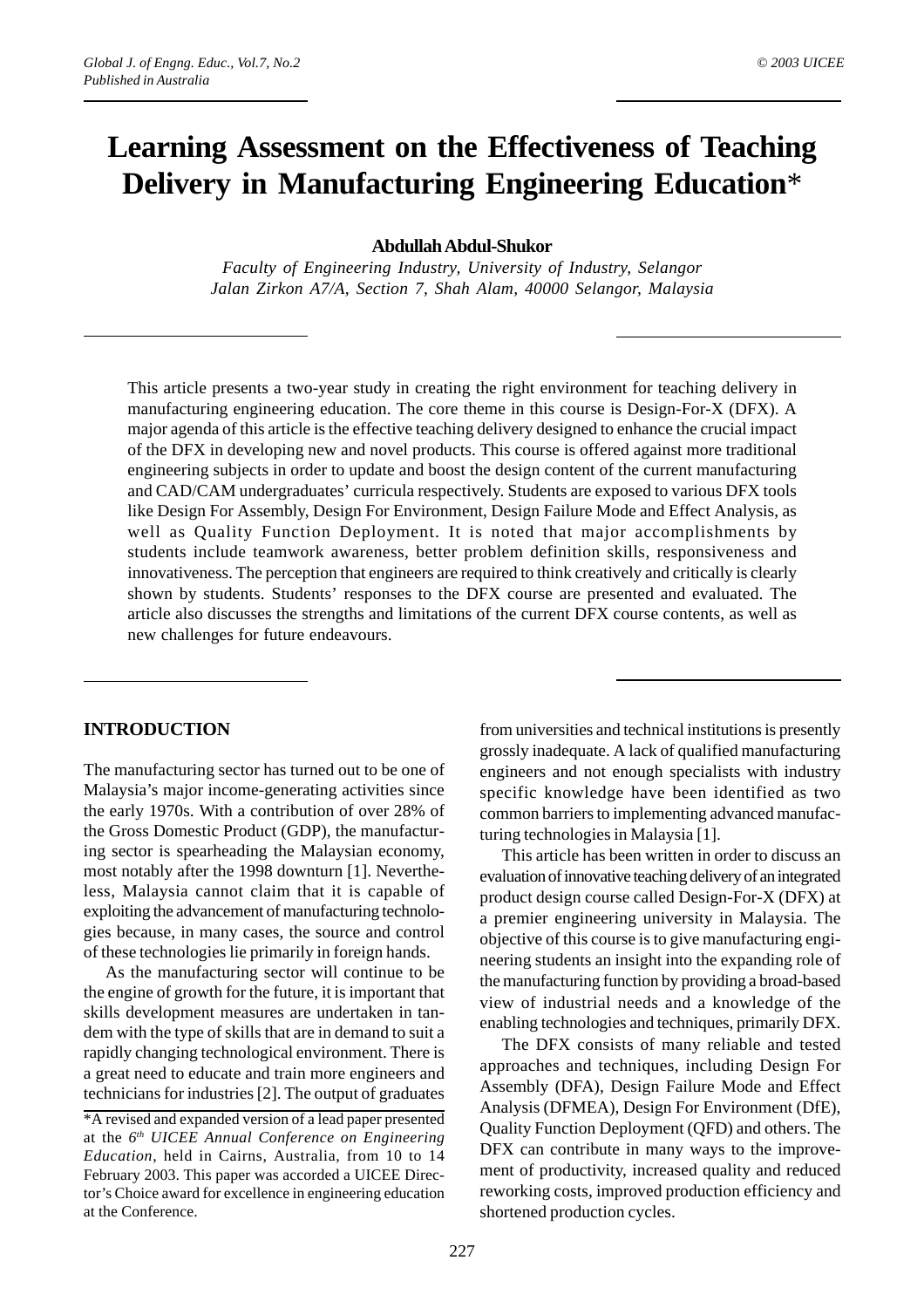# Learning Assessment on the Effectiveness of Teaching Delivery in Manufacturing Engineering Education*

**Abdullah Abdul-Shukor**

*Faculty of Engineering Industry, University of Industry, Selangor*
*Jalan Zirkon A7/A, Section 7, Shah Alam, 40000 Selangor, Malaysia*

This article presents a two-year study in creating the right environment for teaching delivery in manufacturing engineering education. The core theme in this course is Design-For-X (DFX). A major agenda of this article is the effective teaching delivery designed to enhance the crucial impact of the DFX in developing new and novel products. This course is offered against more traditional engineering subjects in order to update and boost the design content of the current manufacturing and CAD/CAM undergraduates' curricula respectively. Students are exposed to various DFX tools like Design For Assembly, Design For Environment, Design Failure Mode and Effect Analysis, as well as Quality Function Deployment. It is noted that major accomplishments by students include teamwork awareness, better problem definition skills, responsiveness and innovativeness. The perception that engineers are required to think creatively and critically is clearly shown by students. Students' responses to the DFX course are presented and evaluated. The article also discusses the strengths and limitations of the current DFX course contents, as well as new challenges for future endeavours.

## INTRODUCTION

The manufacturing sector has turned out to be one of Malaysia's major income-generating activities since the early 1970s. With a contribution of over 28% of the Gross Domestic Product (GDP), the manufacturing sector is spearheading the Malaysian economy, most notably after the 1998 downturn [1]. Nevertheless, Malaysia cannot claim that it is capable of exploiting the advancement of manufacturing technologies because, in many cases, the source and control of these technologies lie primarily in foreign hands.

As the manufacturing sector will continue to be the engine of growth for the future, it is important that skills development measures are undertaken in tandem with the type of skills that are in demand to suit a rapidly changing technological environment. There is a great need to educate and train more engineers and technicians for industries [2]. The output of graduates from universities and technical institutions is presently grossly inadequate. A lack of qualified manufacturing engineers and not enough specialists with industry specific knowledge have been identified as two common barriers to implementing advanced manufacturing technologies in Malaysia [1].

This article has been written in order to discuss an evaluation of innovative teaching delivery of an integrated product design course called Design-For-X (DFX) at a premier engineering university in Malaysia. The objective of this course is to give manufacturing engineering students an insight into the expanding role of the manufacturing function by providing a broad-based view of industrial needs and a knowledge of the enabling technologies and techniques, primarily DFX.

The DFX consists of many reliable and tested approaches and techniques, including Design For Assembly (DFA), Design Failure Mode and Effect Analysis (DFMEA), Design For Environment (DfE), Quality Function Deployment (QFD) and others. The DFX can contribute in many ways to the improvement of productivity, increased quality and reduced reworking costs, improved production efficiency and shortened production cycles.

*A revised and expanded version of a lead paper presented at the *6th UICEE Annual Conference on Engineering Education*, held in Cairns, Australia, from 10 to 14 February 2003. This paper was accorded a UICEE Director's Choice award for excellence in engineering education at the Conference.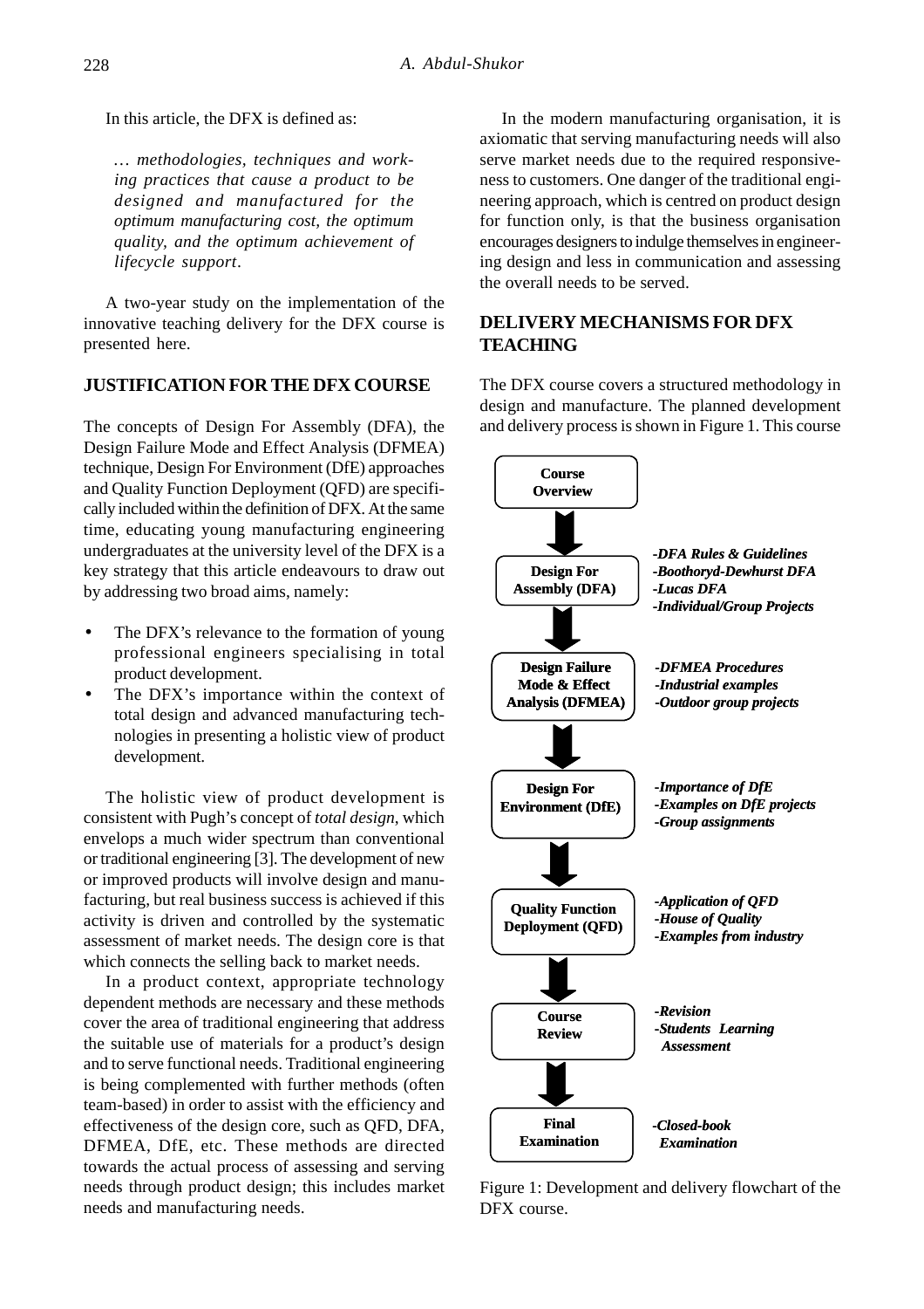In this article, the DFX is defined as:

> *… methodologies, techniques and working practices that cause a product to be designed and manufactured for the optimum manufacturing cost, the optimum quality, and the optimum achievement of lifecycle support.*

A two-year study on the implementation of the innovative teaching delivery for the DFX course is presented here.

## JUSTIFICATION FOR THE DFX COURSE

The concepts of Design For Assembly (DFA), the Design Failure Mode and Effect Analysis (DFMEA) technique, Design For Environment (DfE) approaches and Quality Function Deployment (QFD) are specifically included within the definition of DFX. At the same time, educating young manufacturing engineering undergraduates at the university level of the DFX is a key strategy that this article endeavours to draw out by addressing two broad aims, namely:

- The DFX's relevance to the formation of young professional engineers specialising in total product development.
- The DFX's importance within the context of total design and advanced manufacturing technologies in presenting a holistic view of product development.

The holistic view of product development is consistent with Pugh's concept of *total design*, which envelops a much wider spectrum than conventional or traditional engineering [3]. The development of new or improved products will involve design and manufacturing, but real business success is achieved if this activity is driven and controlled by the systematic assessment of market needs. The design core is that which connects the selling back to market needs.

In a product context, appropriate technology dependent methods are necessary and these methods cover the area of traditional engineering that address the suitable use of materials for a product's design and to serve functional needs. Traditional engineering is being complemented with further methods (often team-based) in order to assist with the efficiency and effectiveness of the design core, such as QFD, DFA, DFMEA, DfE, etc. These methods are directed towards the actual process of assessing and serving needs through product design; this includes market needs and manufacturing needs.

In the modern manufacturing organisation, it is axiomatic that serving manufacturing needs will also serve market needs due to the required responsiveness to customers. One danger of the traditional engineering approach, which is centred on product design for function only, is that the business organisation encourages designers to indulge themselves in engineering design and less in communication and assessing the overall needs to be served.

## DELIVERY MECHANISMS FOR DFX TEACHING

The DFX course covers a structured methodology in design and manufacture. The planned development and delivery process is shown in Figure 1. This course

**Course Overview**
↓
**Design For Assembly (DFA)** — *-DFA Rules & Guidelines, -Boothoryd-Dewhurst DFA, -Lucas DFA, -Individual/Group Projects*
↓
**Design Failure Mode & Effect Analysis (DFMEA)** — *-DFMEA Procedures, -Industrial examples, -Outdoor group projects*
↓
**Design For Environment (DfE)** — *-Importance of DfE, -Examples on DfE projects, -Group assignments*
↓
**Quality Function Deployment (QFD)** — *-Application of QFD, -House of Quality, -Examples from industry*
↓
**Course Review** — *-Revision, -Students Learning Assessment*
↓
**Final Examination** — *-Closed-book Examination*

Figure 1: Development and delivery flowchart of the DFX course.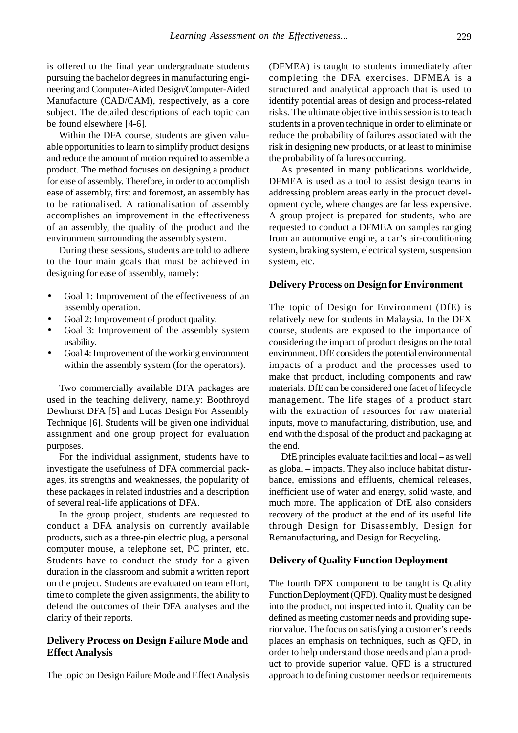is offered to the final year undergraduate students pursuing the bachelor degrees in manufacturing engineering and Computer-Aided Design/Computer-Aided Manufacture (CAD/CAM), respectively, as a core subject. The detailed descriptions of each topic can be found elsewhere [4-6].

Within the DFA course, students are given valuable opportunities to learn to simplify product designs and reduce the amount of motion required to assemble a product. The method focuses on designing a product for ease of assembly. Therefore, in order to accomplish ease of assembly, first and foremost, an assembly has to be rationalised. A rationalisation of assembly accomplishes an improvement in the effectiveness of an assembly, the quality of the product and the environment surrounding the assembly system.

During these sessions, students are told to adhere to the four main goals that must be achieved in designing for ease of assembly, namely:

- Goal 1: Improvement of the effectiveness of an assembly operation.
- Goal 2: Improvement of product quality.
- Goal 3: Improvement of the assembly system usability.
- Goal 4: Improvement of the working environment within the assembly system (for the operators).

Two commercially available DFA packages are used in the teaching delivery, namely: Boothroyd Dewhurst DFA [5] and Lucas Design For Assembly Technique [6]. Students will be given one individual assignment and one group project for evaluation purposes.

For the individual assignment, students have to investigate the usefulness of DFA commercial packages, its strengths and weaknesses, the popularity of these packages in related industries and a description of several real-life applications of DFA.

In the group project, students are requested to conduct a DFA analysis on currently available products, such as a three-pin electric plug, a personal computer mouse, a telephone set, PC printer, etc. Students have to conduct the study for a given duration in the classroom and submit a written report on the project. Students are evaluated on team effort, time to complete the given assignments, the ability to defend the outcomes of their DFA analyses and the clarity of their reports.

## Delivery Process on Design Failure Mode and Effect Analysis

The topic on Design Failure Mode and Effect Analysis (DFMEA) is taught to students immediately after completing the DFA exercises. DFMEA is a structured and analytical approach that is used to identify potential areas of design and process-related risks. The ultimate objective in this session is to teach students in a proven technique in order to eliminate or reduce the probability of failures associated with the risk in designing new products, or at least to minimise the probability of failures occurring.

As presented in many publications worldwide, DFMEA is used as a tool to assist design teams in addressing problem areas early in the product development cycle, where changes are far less expensive. A group project is prepared for students, who are requested to conduct a DFMEA on samples ranging from an automotive engine, a car's air-conditioning system, braking system, electrical system, suspension system, etc.

## Delivery Process on Design for Environment

The topic of Design for Environment (DfE) is relatively new for students in Malaysia. In the DFX course, students are exposed to the importance of considering the impact of product designs on the total environment. DfE considers the potential environmental impacts of a product and the processes used to make that product, including components and raw materials. DfE can be considered one facet of lifecycle management. The life stages of a product start with the extraction of resources for raw material inputs, move to manufacturing, distribution, use, and end with the disposal of the product and packaging at the end.

DfE principles evaluate facilities and local – as well as global – impacts. They also include habitat disturbance, emissions and effluents, chemical releases, inefficient use of water and energy, solid waste, and much more. The application of DfE also considers recovery of the product at the end of its useful life through Design for Disassembly, Design for Remanufacturing, and Design for Recycling.

## Delivery of Quality Function Deployment

The fourth DFX component to be taught is Quality Function Deployment (QFD). Quality must be designed into the product, not inspected into it. Quality can be defined as meeting customer needs and providing superior value. The focus on satisfying a customer's needs places an emphasis on techniques, such as QFD, in order to help understand those needs and plan a product to provide superior value. QFD is a structured approach to defining customer needs or requirements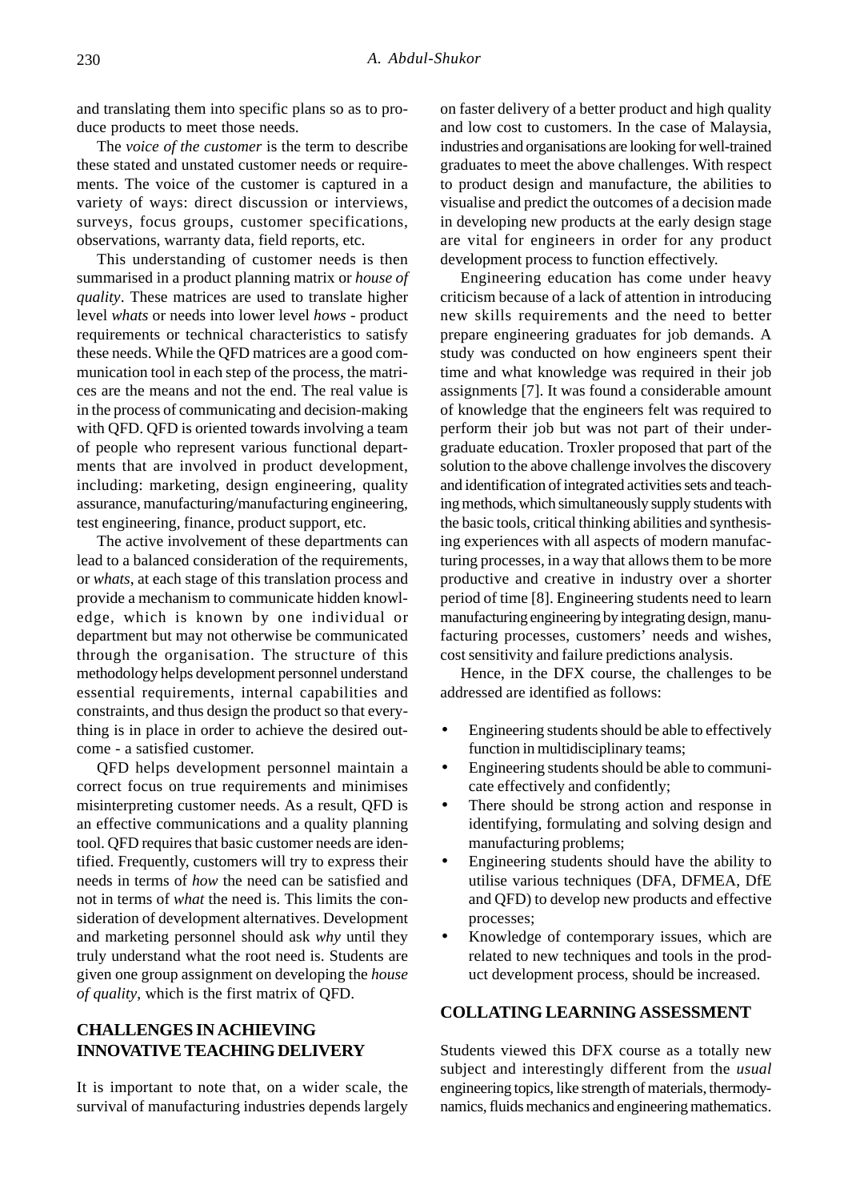and translating them into specific plans so as to produce products to meet those needs.

The *voice of the customer* is the term to describe these stated and unstated customer needs or requirements. The voice of the customer is captured in a variety of ways: direct discussion or interviews, surveys, focus groups, customer specifications, observations, warranty data, field reports, etc.

This understanding of customer needs is then summarised in a product planning matrix or *house of quality*. These matrices are used to translate higher level *whats* or needs into lower level *hows* - product requirements or technical characteristics to satisfy these needs. While the QFD matrices are a good communication tool in each step of the process, the matrices are the means and not the end. The real value is in the process of communicating and decision-making with QFD. QFD is oriented towards involving a team of people who represent various functional departments that are involved in product development, including: marketing, design engineering, quality assurance, manufacturing/manufacturing engineering, test engineering, finance, product support, etc.

The active involvement of these departments can lead to a balanced consideration of the requirements, or *whats*, at each stage of this translation process and provide a mechanism to communicate hidden knowledge, which is known by one individual or department but may not otherwise be communicated through the organisation. The structure of this methodology helps development personnel understand essential requirements, internal capabilities and constraints, and thus design the product so that everything is in place in order to achieve the desired outcome - a satisfied customer.

QFD helps development personnel maintain a correct focus on true requirements and minimises misinterpreting customer needs. As a result, QFD is an effective communications and a quality planning tool. QFD requires that basic customer needs are identified. Frequently, customers will try to express their needs in terms of *how* the need can be satisfied and not in terms of *what* the need is. This limits the consideration of development alternatives. Development and marketing personnel should ask *why* until they truly understand what the root need is. Students are given one group assignment on developing the *house of quality*, which is the first matrix of QFD.

## CHALLENGES IN ACHIEVING INNOVATIVE TEACHING DELIVERY

It is important to note that, on a wider scale, the survival of manufacturing industries depends largely on faster delivery of a better product and high quality and low cost to customers. In the case of Malaysia, industries and organisations are looking for well-trained graduates to meet the above challenges. With respect to product design and manufacture, the abilities to visualise and predict the outcomes of a decision made in developing new products at the early design stage are vital for engineers in order for any product development process to function effectively.

Engineering education has come under heavy criticism because of a lack of attention in introducing new skills requirements and the need to better prepare engineering graduates for job demands. A study was conducted on how engineers spent their time and what knowledge was required in their job assignments [7]. It was found a considerable amount of knowledge that the engineers felt was required to perform their job but was not part of their undergraduate education. Troxler proposed that part of the solution to the above challenge involves the discovery and identification of integrated activities sets and teaching methods, which simultaneously supply students with the basic tools, critical thinking abilities and synthesising experiences with all aspects of modern manufacturing processes, in a way that allows them to be more productive and creative in industry over a shorter period of time [8]. Engineering students need to learn manufacturing engineering by integrating design, manufacturing processes, customers' needs and wishes, cost sensitivity and failure predictions analysis.

Hence, in the DFX course, the challenges to be addressed are identified as follows:

- Engineering students should be able to effectively function in multidisciplinary teams;
- Engineering students should be able to communicate effectively and confidently;
- There should be strong action and response in identifying, formulating and solving design and manufacturing problems;
- Engineering students should have the ability to utilise various techniques (DFA, DFMEA, DfE and QFD) to develop new products and effective processes;
- Knowledge of contemporary issues, which are related to new techniques and tools in the product development process, should be increased.

## COLLATING LEARNING ASSESSMENT

Students viewed this DFX course as a totally new subject and interestingly different from the *usual* engineering topics, like strength of materials, thermodynamics, fluids mechanics and engineering mathematics.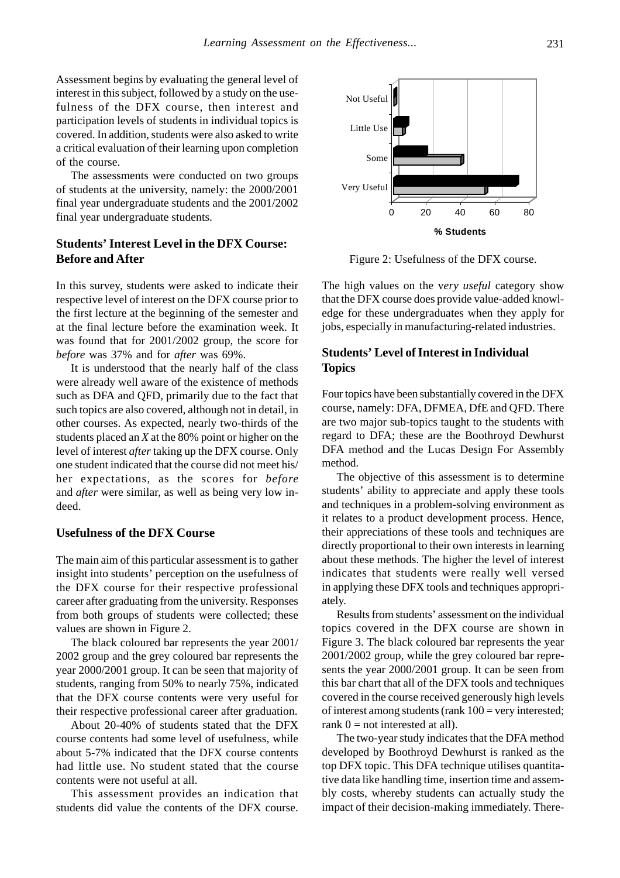Assessment begins by evaluating the general level of interest in this subject, followed by a study on the usefulness of the DFX course, then interest and participation levels of students in individual topics is covered. In addition, students were also asked to write a critical evaluation of their learning upon completion of the course.

The assessments were conducted on two groups of students at the university, namely: the 2000/2001 final year undergraduate students and the 2001/2002 final year undergraduate students.

## Students' Interest Level in the DFX Course: Before and After

In this survey, students were asked to indicate their respective level of interest on the DFX course prior to the first lecture at the beginning of the semester and at the final lecture before the examination week. It was found that for 2001/2002 group, the score for *before* was 37% and for *after* was 69%.

It is understood that the nearly half of the class were already well aware of the existence of methods such as DFA and QFD, primarily due to the fact that such topics are also covered, although not in detail, in other courses. As expected, nearly two-thirds of the students placed an *X* at the 80% point or higher on the level of interest *after* taking up the DFX course. Only one student indicated that the course did not meet his/her expectations, as the scores for *before* and *after* were similar, as well as being very low indeed.

## Usefulness of the DFX Course

The main aim of this particular assessment is to gather insight into students' perception on the usefulness of the DFX course for their respective professional career after graduating from the university. Responses from both groups of students were collected; these values are shown in Figure 2.

The black coloured bar represents the year 2001/2002 group and the grey coloured bar represents the year 2000/2001 group. It can be seen that majority of students, ranging from 50% to nearly 75%, indicated that the DFX course contents were very useful for their respective professional career after graduation.

About 20-40% of students stated that the DFX course contents had some level of usefulness, while about 5-7% indicated that the DFX course contents had little use. No student stated that the course contents were not useful at all.

This assessment provides an indication that students did value the contents of the DFX course.

Figure 2: Usefulness of the DFX course.

The high values on the *very useful* category show that the DFX course does provide value-added knowledge for these undergraduates when they apply for jobs, especially in manufacturing-related industries.

## Students' Level of Interest in Individual Topics

Four topics have been substantially covered in the DFX course, namely: DFA, DFMEA, DfE and QFD. There are two major sub-topics taught to the students with regard to DFA; these are the Boothroyd Dewhurst DFA method and the Lucas Design For Assembly method.

The objective of this assessment is to determine students' ability to appreciate and apply these tools and techniques in a problem-solving environment as it relates to a product development process. Hence, their appreciations of these tools and techniques are directly proportional to their own interests in learning about these methods. The higher the level of interest indicates that students were really well versed in applying these DFX tools and techniques appropriately.

Results from students' assessment on the individual topics covered in the DFX course are shown in Figure 3. The black coloured bar represents the year 2001/2002 group, while the grey coloured bar represents the year 2000/2001 group. It can be seen from this bar chart that all of the DFX tools and techniques covered in the course received generously high levels of interest among students (rank 100 = very interested; rank 0 = not interested at all).

The two-year study indicates that the DFA method developed by Boothroyd Dewhurst is ranked as the top DFX topic. This DFA technique utilises quantitative data like handling time, insertion time and assembly costs, whereby students can actually study the impact of their decision-making immediately. There-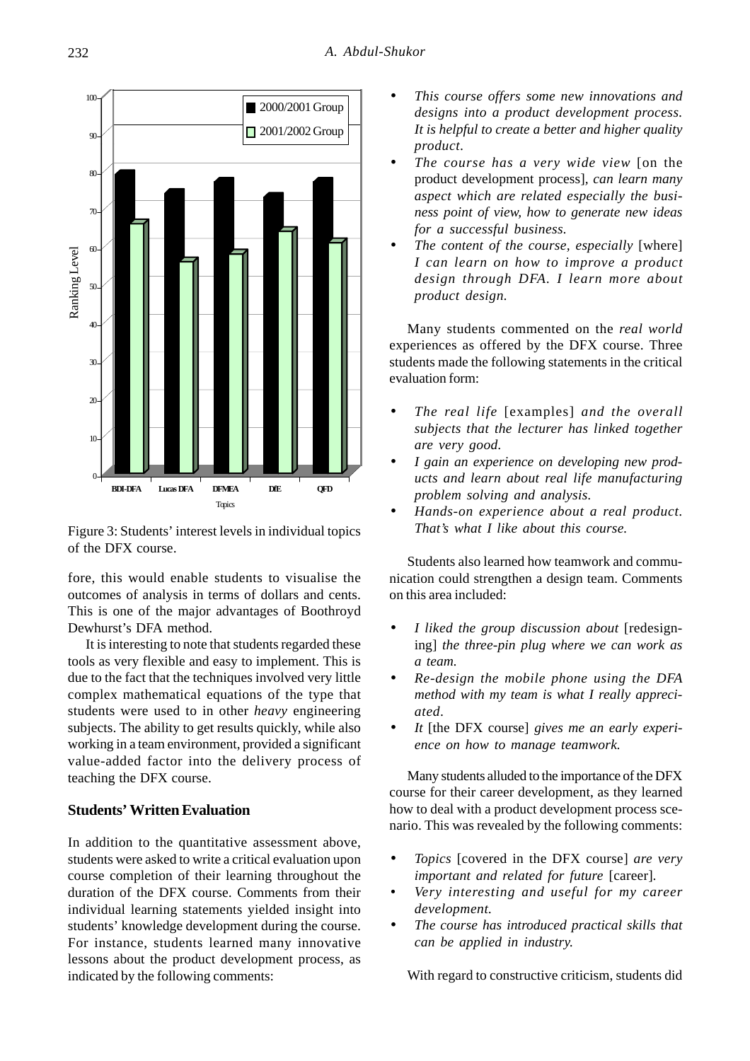Figure 3: Students' interest levels in individual topics of the DFX course.

fore, this would enable students to visualise the outcomes of analysis in terms of dollars and cents. This is one of the major advantages of Boothroyd Dewhurst's DFA method.

It is interesting to note that students regarded these tools as very flexible and easy to implement. This is due to the fact that the techniques involved very little complex mathematical equations of the type that students were used to in other *heavy* engineering subjects. The ability to get results quickly, while also working in a team environment, provided a significant value-added factor into the delivery process of teaching the DFX course.

## Students' Written Evaluation

In addition to the quantitative assessment above, students were asked to write a critical evaluation upon course completion of their learning throughout the duration of the DFX course. Comments from their individual learning statements yielded insight into students' knowledge development during the course. For instance, students learned many innovative lessons about the product development process, as indicated by the following comments:

- *This course offers some new innovations and designs into a product development process. It is helpful to create a better and higher quality product.*
- *The course has a very wide view* [on the product development process], *can learn many aspect which are related especially the business point of view, how to generate new ideas for a successful business.*
- *The content of the course, especially* [where] *I can learn on how to improve a product design through DFA. I learn more about product design.*

Many students commented on the *real world* experiences as offered by the DFX course. Three students made the following statements in the critical evaluation form:

- *The real life* [examples] *and the overall subjects that the lecturer has linked together are very good.*
- *I gain an experience on developing new products and learn about real life manufacturing problem solving and analysis.*
- *Hands-on experience about a real product. That's what I like about this course.*

Students also learned how teamwork and communication could strengthen a design team. Comments on this area included:

- *I liked the group discussion about* [redesigning] *the three-pin plug where we can work as a team.*
- *Re-design the mobile phone using the DFA method with my team is what I really appreciated.*
- *It* [the DFX course] *gives me an early experience on how to manage teamwork.*

Many students alluded to the importance of the DFX course for their career development, as they learned how to deal with a product development process scenario. This was revealed by the following comments:

- *Topics* [covered in the DFX course] *are very important and related for future* [career].
- *Very interesting and useful for my career development.*
- *The course has introduced practical skills that can be applied in industry.*

With regard to constructive criticism, students did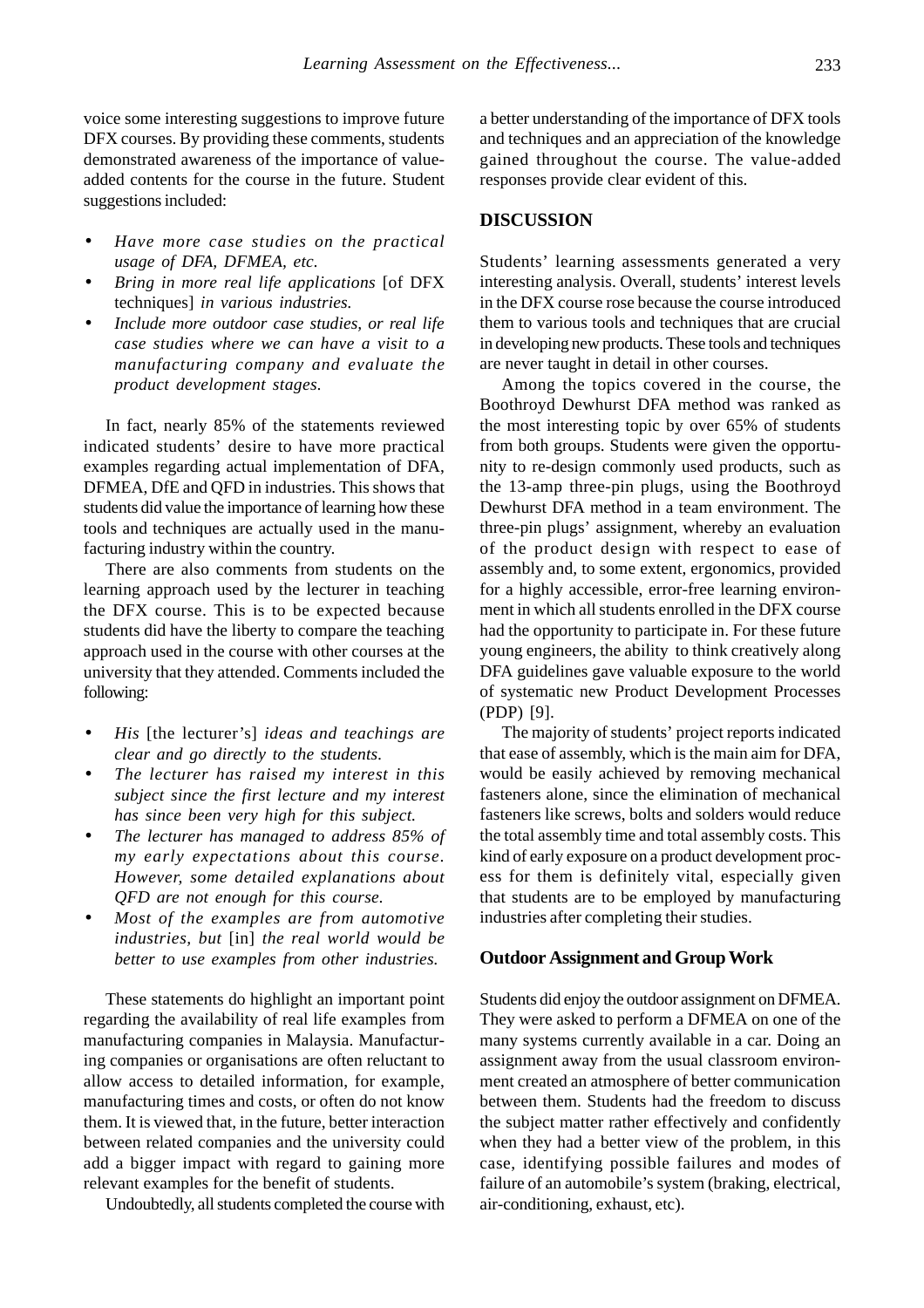voice some interesting suggestions to improve future DFX courses. By providing these comments, students demonstrated awareness of the importance of value-added contents for the course in the future. Student suggestions included:

- *Have more case studies on the practical usage of DFA, DFMEA, etc.*
- *Bring in more real life applications* [of DFX techniques] *in various industries.*
- *Include more outdoor case studies, or real life case studies where we can have a visit to a manufacturing company and evaluate the product development stages.*

In fact, nearly 85% of the statements reviewed indicated students' desire to have more practical examples regarding actual implementation of DFA, DFMEA, DfE and QFD in industries. This shows that students did value the importance of learning how these tools and techniques are actually used in the manufacturing industry within the country.

There are also comments from students on the learning approach used by the lecturer in teaching the DFX course. This is to be expected because students did have the liberty to compare the teaching approach used in the course with other courses at the university that they attended. Comments included the following:

- *His* [the lecturer's] *ideas and teachings are clear and go directly to the students.*
- *The lecturer has raised my interest in this subject since the first lecture and my interest has since been very high for this subject.*
- *The lecturer has managed to address 85% of my early expectations about this course. However, some detailed explanations about QFD are not enough for this course.*
- *Most of the examples are from automotive industries, but* [in] *the real world would be better to use examples from other industries.*

These statements do highlight an important point regarding the availability of real life examples from manufacturing companies in Malaysia. Manufacturing companies or organisations are often reluctant to allow access to detailed information, for example, manufacturing times and costs, or often do not know them. It is viewed that, in the future, better interaction between related companies and the university could add a bigger impact with regard to gaining more relevant examples for the benefit of students.

Undoubtedly, all students completed the course with a better understanding of the importance of DFX tools and techniques and an appreciation of the knowledge gained throughout the course. The value-added responses provide clear evident of this.

## DISCUSSION

Students' learning assessments generated a very interesting analysis. Overall, students' interest levels in the DFX course rose because the course introduced them to various tools and techniques that are crucial in developing new products. These tools and techniques are never taught in detail in other courses.

Among the topics covered in the course, the Boothroyd Dewhurst DFA method was ranked as the most interesting topic by over 65% of students from both groups. Students were given the opportunity to re-design commonly used products, such as the 13-amp three-pin plugs, using the Boothroyd Dewhurst DFA method in a team environment. The three-pin plugs' assignment, whereby an evaluation of the product design with respect to ease of assembly and, to some extent, ergonomics, provided for a highly accessible, error-free learning environment in which all students enrolled in the DFX course had the opportunity to participate in. For these future young engineers, the ability to think creatively along DFA guidelines gave valuable exposure to the world of systematic new Product Development Processes (PDP) [9].

The majority of students' project reports indicated that ease of assembly, which is the main aim for DFA, would be easily achieved by removing mechanical fasteners alone, since the elimination of mechanical fasteners like screws, bolts and solders would reduce the total assembly time and total assembly costs. This kind of early exposure on a product development process for them is definitely vital, especially given that students are to be employed by manufacturing industries after completing their studies.

### Outdoor Assignment and Group Work

Students did enjoy the outdoor assignment on DFMEA. They were asked to perform a DFMEA on one of the many systems currently available in a car. Doing an assignment away from the usual classroom environment created an atmosphere of better communication between them. Students had the freedom to discuss the subject matter rather effectively and confidently when they had a better view of the problem, in this case, identifying possible failures and modes of failure of an automobile's system (braking, electrical, air-conditioning, exhaust, etc).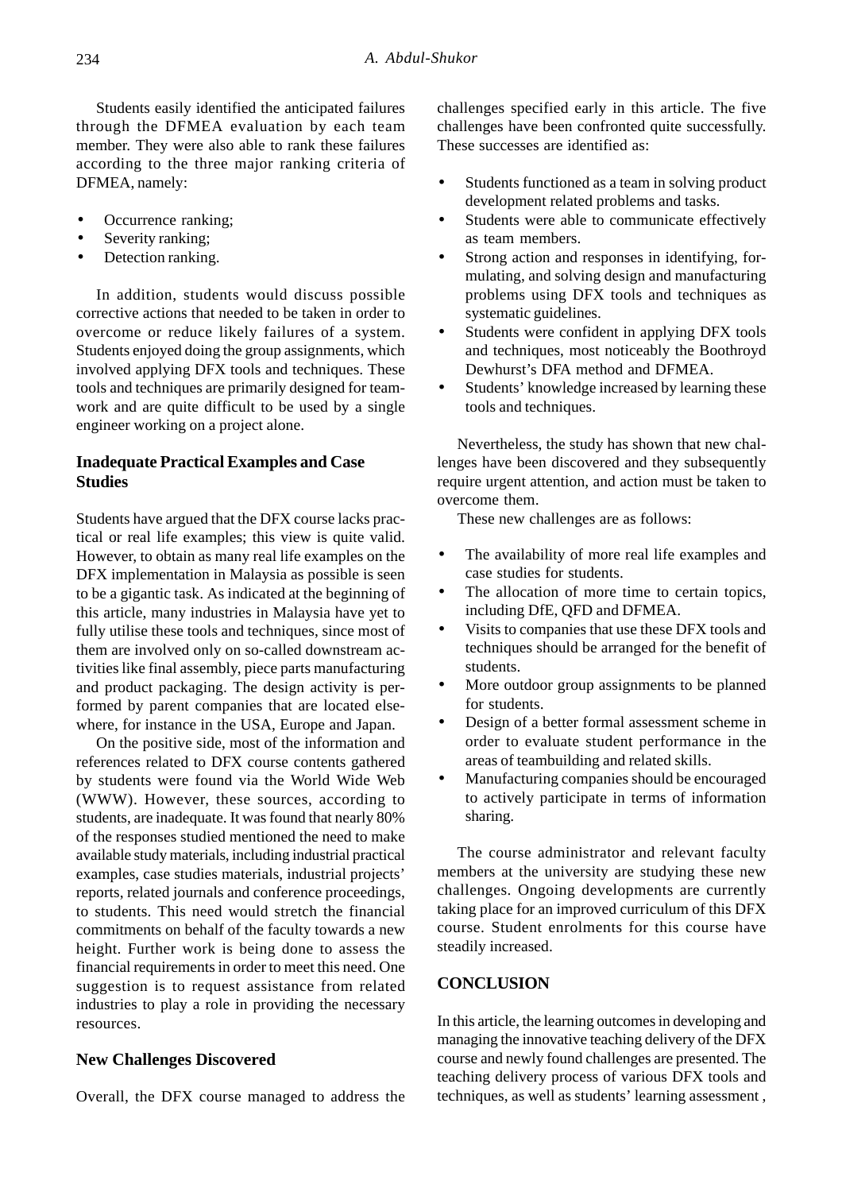Students easily identified the anticipated failures through the DFMEA evaluation by each team member. They were also able to rank these failures according to the three major ranking criteria of DFMEA, namely:

- Occurrence ranking;
- Severity ranking;
- Detection ranking.

In addition, students would discuss possible corrective actions that needed to be taken in order to overcome or reduce likely failures of a system. Students enjoyed doing the group assignments, which involved applying DFX tools and techniques. These tools and techniques are primarily designed for teamwork and are quite difficult to be used by a single engineer working on a project alone.

## Inadequate Practical Examples and Case Studies

Students have argued that the DFX course lacks practical or real life examples; this view is quite valid. However, to obtain as many real life examples on the DFX implementation in Malaysia as possible is seen to be a gigantic task. As indicated at the beginning of this article, many industries in Malaysia have yet to fully utilise these tools and techniques, since most of them are involved only on so-called downstream activities like final assembly, piece parts manufacturing and product packaging. The design activity is performed by parent companies that are located elsewhere, for instance in the USA, Europe and Japan.

On the positive side, most of the information and references related to DFX course contents gathered by students were found via the World Wide Web (WWW). However, these sources, according to students, are inadequate. It was found that nearly 80% of the responses studied mentioned the need to make available study materials, including industrial practical examples, case studies materials, industrial projects' reports, related journals and conference proceedings, to students. This need would stretch the financial commitments on behalf of the faculty towards a new height. Further work is being done to assess the financial requirements in order to meet this need. One suggestion is to request assistance from related industries to play a role in providing the necessary resources.

## New Challenges Discovered

Overall, the DFX course managed to address the challenges specified early in this article. The five challenges have been confronted quite successfully. These successes are identified as:

- Students functioned as a team in solving product development related problems and tasks.
- Students were able to communicate effectively as team members.
- Strong action and responses in identifying, formulating, and solving design and manufacturing problems using DFX tools and techniques as systematic guidelines.
- Students were confident in applying DFX tools and techniques, most noticeably the Boothroyd Dewhurst's DFA method and DFMEA.
- Students' knowledge increased by learning these tools and techniques.

Nevertheless, the study has shown that new challenges have been discovered and they subsequently require urgent attention, and action must be taken to overcome them.

These new challenges are as follows:

- The availability of more real life examples and case studies for students.
- The allocation of more time to certain topics, including DfE, QFD and DFMEA.
- Visits to companies that use these DFX tools and techniques should be arranged for the benefit of students.
- More outdoor group assignments to be planned for students.
- Design of a better formal assessment scheme in order to evaluate student performance in the areas of teambuilding and related skills.
- Manufacturing companies should be encouraged to actively participate in terms of information sharing.

The course administrator and relevant faculty members at the university are studying these new challenges. Ongoing developments are currently taking place for an improved curriculum of this DFX course. Student enrolments for this course have steadily increased.

## CONCLUSION

In this article, the learning outcomes in developing and managing the innovative teaching delivery of the DFX course and newly found challenges are presented. The teaching delivery process of various DFX tools and techniques, as well as students' learning assessment ,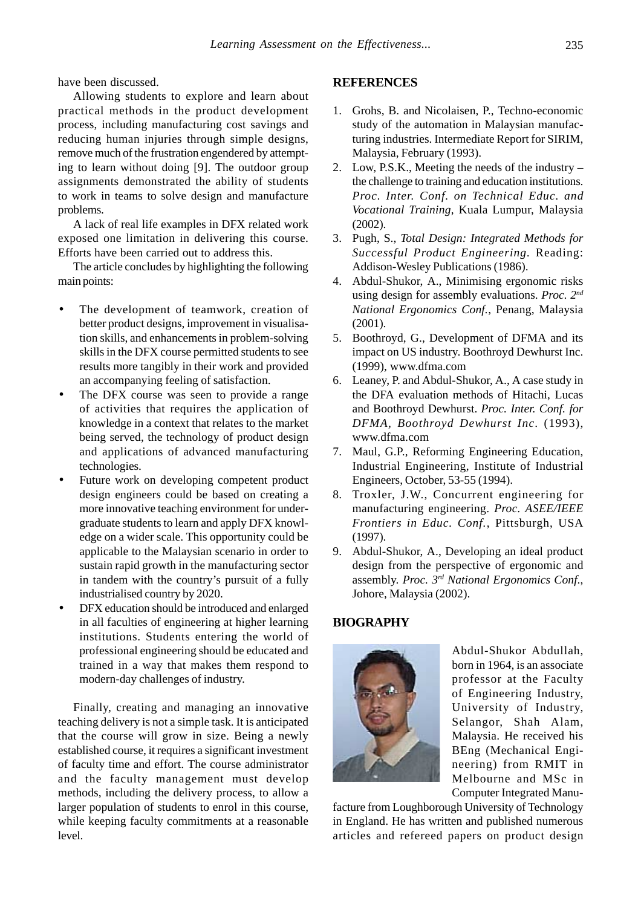have been discussed.

Allowing students to explore and learn about practical methods in the product development process, including manufacturing cost savings and reducing human injuries through simple designs, remove much of the frustration engendered by attempting to learn without doing [9]. The outdoor group assignments demonstrated the ability of students to work in teams to solve design and manufacture problems.

A lack of real life examples in DFX related work exposed one limitation in delivering this course. Efforts have been carried out to address this.

The article concludes by highlighting the following main points:

- The development of teamwork, creation of better product designs, improvement in visualisation skills, and enhancements in problem-solving skills in the DFX course permitted students to see results more tangibly in their work and provided an accompanying feeling of satisfaction.
- The DFX course was seen to provide a range of activities that requires the application of knowledge in a context that relates to the market being served, the technology of product design and applications of advanced manufacturing technologies.
- Future work on developing competent product design engineers could be based on creating a more innovative teaching environment for undergraduate students to learn and apply DFX knowledge on a wider scale. This opportunity could be applicable to the Malaysian scenario in order to sustain rapid growth in the manufacturing sector in tandem with the country's pursuit of a fully industrialised country by 2020.
- DFX education should be introduced and enlarged in all faculties of engineering at higher learning institutions. Students entering the world of professional engineering should be educated and trained in a way that makes them respond to modern-day challenges of industry.

Finally, creating and managing an innovative teaching delivery is not a simple task. It is anticipated that the course will grow in size. Being a newly established course, it requires a significant investment of faculty time and effort. The course administrator and the faculty management must develop methods, including the delivery process, to allow a larger population of students to enrol in this course, while keeping faculty commitments at a reasonable level.

## REFERENCES

1. Grohs, B. and Nicolaisen, P., Techno-economic study of the automation in Malaysian manufacturing industries. Intermediate Report for SIRIM, Malaysia, February (1993).
2. Low, P.S.K., Meeting the needs of the industry – the challenge to training and education institutions. *Proc. Inter. Conf. on Technical Educ. and Vocational Training*, Kuala Lumpur, Malaysia (2002).
3. Pugh, S., *Total Design: Integrated Methods for Successful Product Engineering*. Reading: Addison-Wesley Publications (1986).
4. Abdul-Shukor, A., Minimising ergonomic risks using design for assembly evaluations. *Proc. 2nd National Ergonomics Conf.*, Penang, Malaysia (2001).
5. Boothroyd, G., Development of DFMA and its impact on US industry. Boothroyd Dewhurst Inc. (1999), www.dfma.com
6. Leaney, P. and Abdul-Shukor, A., A case study in the DFA evaluation methods of Hitachi, Lucas and Boothroyd Dewhurst. *Proc. Inter. Conf. for DFMA, Boothroyd Dewhurst Inc.* (1993), www.dfma.com
7. Maul, G.P., Reforming Engineering Education, Industrial Engineering, Institute of Industrial Engineers, October, 53-55 (1994).
8. Troxler, J.W., Concurrent engineering for manufacturing engineering. *Proc. ASEE/IEEE Frontiers in Educ. Conf.*, Pittsburgh, USA (1997).
9. Abdul-Shukor, A., Developing an ideal product design from the perspective of ergonomic and assembly. *Proc. 3rd National Ergonomics Conf.*, Johore, Malaysia (2002).

## BIOGRAPHY

Abdul-Shukor Abdullah, born in 1964, is an associate professor at the Faculty of Engineering Industry, University of Industry, Selangor, Shah Alam, Malaysia. He received his BEng (Mechanical Engineering) from RMIT in Melbourne and MSc in Computer Integrated Manufacture from Loughborough University of Technology in England. He has written and published numerous articles and refereed papers on product design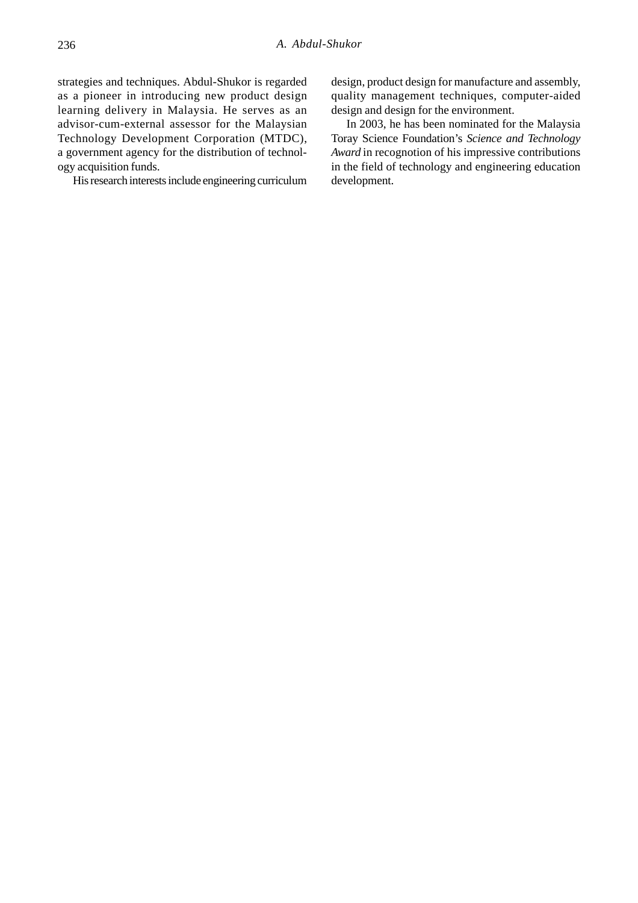strategies and techniques. Abdul-Shukor is regarded as a pioneer in introducing new product design learning delivery in Malaysia. He serves as an advisor-cum-external assessor for the Malaysian Technology Development Corporation (MTDC), a government agency for the distribution of technology acquisition funds.

His research interests include engineering curriculum design, product design for manufacture and assembly, quality management techniques, computer-aided design and design for the environment.

In 2003, he has been nominated for the Malaysia Toray Science Foundation's *Science and Technology Award* in recognotion of his impressive contributions in the field of technology and engineering education development.